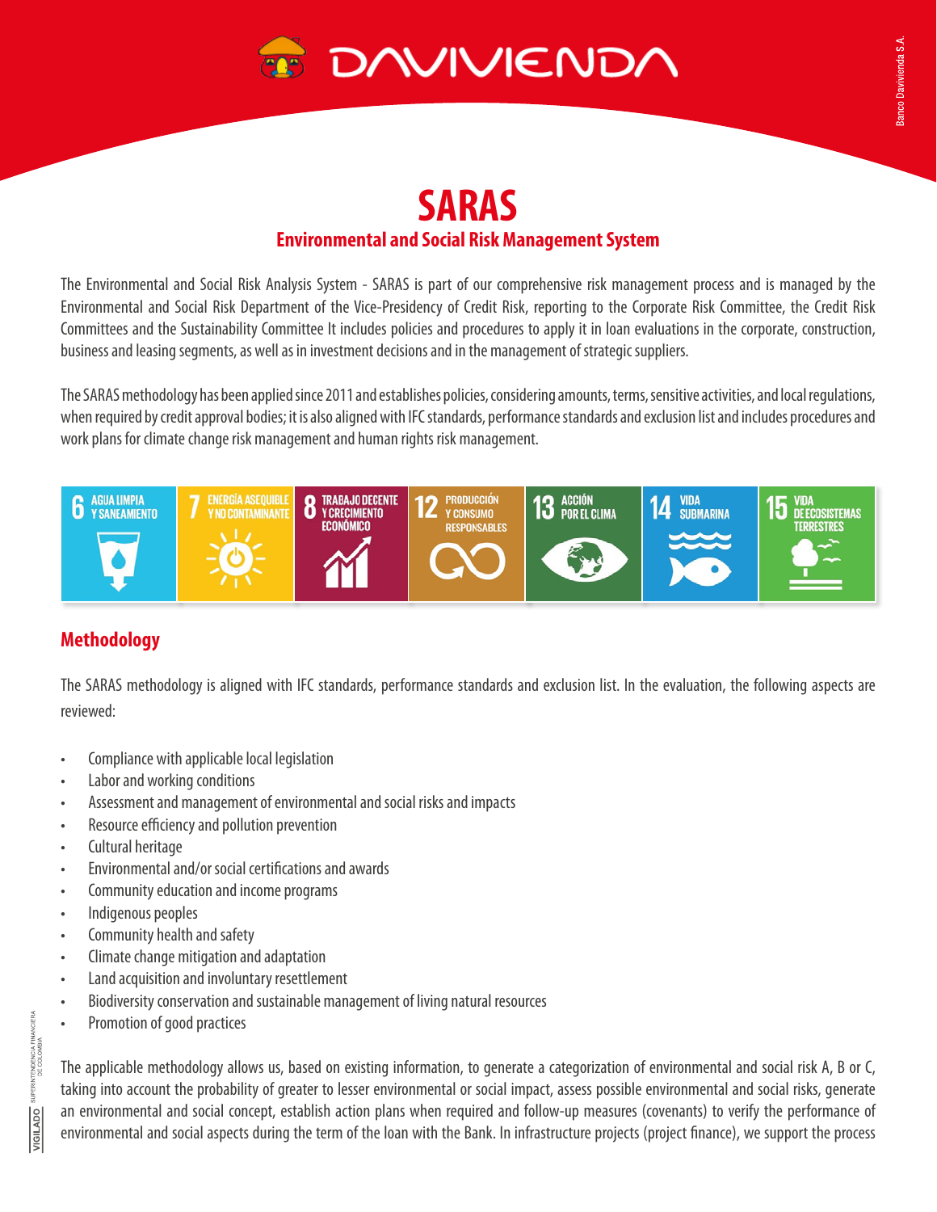# SARAS

## Environmental and Social Risk Management System

The Environmental and Social Risk Analysis System - SARAS is part of our comprehensive risk management process and is managed by the Environmental and Social Risk Department of the Vice-Presidency of Credit Risk, reporting to the Corporate Risk Committee, the Credit Risk Committees and the Sustainability Committee It includes policies and procedures to apply it in loan evaluations in the corporate, construction, business and leasing segments, as well as in investment decisions and in the management of strategic suppliers.

The SARAS methodology has been applied since 2011 and establishes policies, considering amounts, terms, sensitive activities, and local regulations, when required by credit approval bodies; it is also aligned with IFC standards, performance standards and exclusion list and includes procedures and work plans for climate change risk management and human rights risk management.

6 AGUA LIMPIA Y SANEAMIENTO | 7 ENERGÍA ASEQUIBLE Y NO CONTAMINANTE | 8 TRABAJO DECENTE Y CRECIMIENTO ECONÓMICO | 12 PRODUCCIÓN Y CONSUMO RESPONSABLES | 13 ACCIÓN POR EL CLIMA | 14 VIDA SUBMARINA | 15 VIDA DE ECOSISTEMAS TERRESTRES

## Methodology

The SARAS methodology is aligned with IFC standards, performance standards and exclusion list. In the evaluation, the following aspects are reviewed:

- Compliance with applicable local legislation
- Labor and working conditions
- Assessment and management of environmental and social risks and impacts
- Resource efficiency and pollution prevention
- Cultural heritage
- Environmental and/or social certifications and awards
- Community education and income programs
- Indigenous peoples
- Community health and safety
- Climate change mitigation and adaptation
- Land acquisition and involuntary resettlement
- Biodiversity conservation and sustainable management of living natural resources
- Promotion of good practices

The applicable methodology allows us, based on existing information, to generate a categorization of environmental and social risk A, B or C, taking into account the probability of greater to lesser environmental or social impact, assess possible environmental and social risks, generate an environmental and social concept, establish action plans when required and follow-up measures (covenants) to verify the performance of environmental and social aspects during the term of the loan with the Bank. In infrastructure projects (project finance), we support the process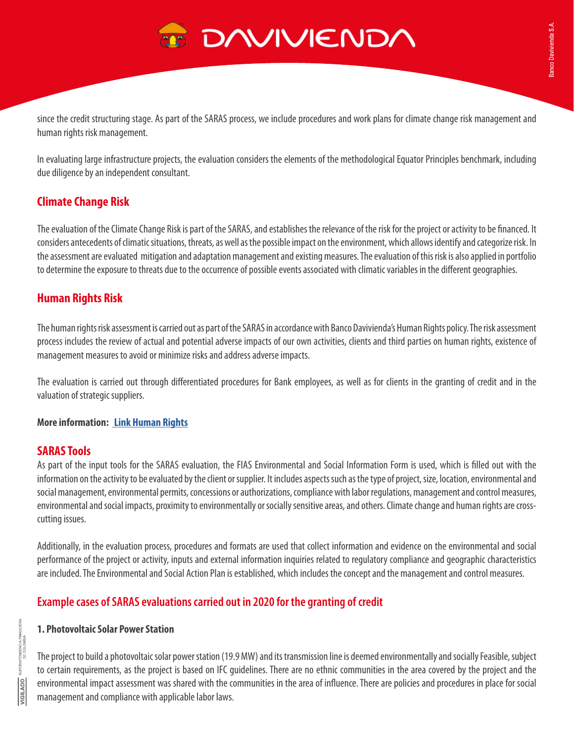since the credit structuring stage. As part of the SARAS process, we include procedures and work plans for climate change risk management and human rights risk management.

In evaluating large infrastructure projects, the evaluation considers the elements of the methodological Equator Principles benchmark, including due diligence by an independent consultant.

## Climate Change Risk

The evaluation of the Climate Change Risk is part of the SARAS, and establishes the relevance of the risk for the project or activity to be financed. It considers antecedents of climatic situations, threats, as well as the possible impact on the environment, which allows identify and categorize risk. In the assessment are evaluated mitigation and adaptation management and existing measures. The evaluation of this risk is also applied in portfolio to determine the exposure to threats due to the occurrence of possible events associated with climatic variables in the different geographies.

## Human Rights Risk

The human rights risk assessment is carried out as part of the SARAS in accordance with Banco Davivienda's Human Rights policy. The risk assessment process includes the review of actual and potential adverse impacts of our own activities, clients and third parties on human rights, existence of management measures to avoid or minimize risks and address adverse impacts.

The evaluation is carried out through differentiated procedures for Bank employees, as well as for clients in the granting of credit and in the valuation of strategic suppliers.

**More information: Link Human Rights**

## SARAS Tools

As part of the input tools for the SARAS evaluation, the FIAS Environmental and Social Information Form is used, which is filled out with the information on the activity to be evaluated by the client or supplier. It includes aspects such as the type of project, size, location, environmental and social management, environmental permits, concessions or authorizations, compliance with labor regulations, management and control measures, environmental and social impacts, proximity to environmentally or socially sensitive areas, and others. Climate change and human rights are cross-cutting issues.

Additionally, in the evaluation process, procedures and formats are used that collect information and evidence on the environmental and social performance of the project or activity, inputs and external information inquiries related to regulatory compliance and geographic characteristics are included. The Environmental and Social Action Plan is established, which includes the concept and the management and control measures.

## Example cases of SARAS evaluations carried out in 2020 for the granting of credit

### 1. Photovoltaic Solar Power Station

The project to build a photovoltaic solar power station (19.9 MW) and its transmission line is deemed environmentally and socially Feasible, subject to certain requirements, as the project is based on IFC guidelines. There are no ethnic communities in the area covered by the project and the environmental impact assessment was shared with the communities in the area of influence. There are policies and procedures in place for social management and compliance with applicable labor laws.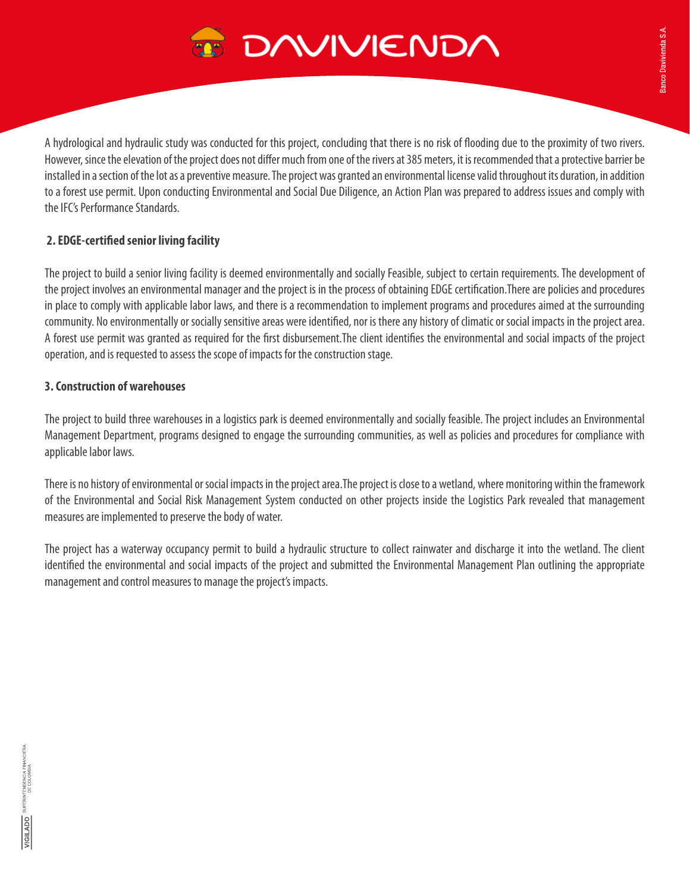A hydrological and hydraulic study was conducted for this project, concluding that there is no risk of flooding due to the proximity of two rivers. However, since the elevation of the project does not differ much from one of the rivers at 385 meters, it is recommended that a protective barrier be installed in a section of the lot as a preventive measure. The project was granted an environmental license valid throughout its duration, in addition to a forest use permit. Upon conducting Environmental and Social Due Diligence, an Action Plan was prepared to address issues and comply with the IFC's Performance Standards.

## 2. EDGE-certified senior living facility

The project to build a senior living facility is deemed environmentally and socially Feasible, subject to certain requirements. The development of the project involves an environmental manager and the project is in the process of obtaining EDGE certification.There are policies and procedures in place to comply with applicable labor laws, and there is a recommendation to implement programs and procedures aimed at the surrounding community. No environmentally or socially sensitive areas were identified, nor is there any history of climatic or social impacts in the project area. A forest use permit was granted as required for the first disbursement.The client identifies the environmental and social impacts of the project operation, and is requested to assess the scope of impacts for the construction stage.

## 3. Construction of warehouses

The project to build three warehouses in a logistics park is deemed environmentally and socially feasible. The project includes an Environmental Management Department, programs designed to engage the surrounding communities, as well as policies and procedures for compliance with applicable labor laws.

There is no history of environmental or social impacts in the project area.The project is close to a wetland, where monitoring within the framework of the Environmental and Social Risk Management System conducted on other projects inside the Logistics Park revealed that management measures are implemented to preserve the body of water.

The project has a waterway occupancy permit to build a hydraulic structure to collect rainwater and discharge it into the wetland. The client identified the environmental and social impacts of the project and submitted the Environmental Management Plan outlining the appropriate management and control measures to manage the project's impacts.